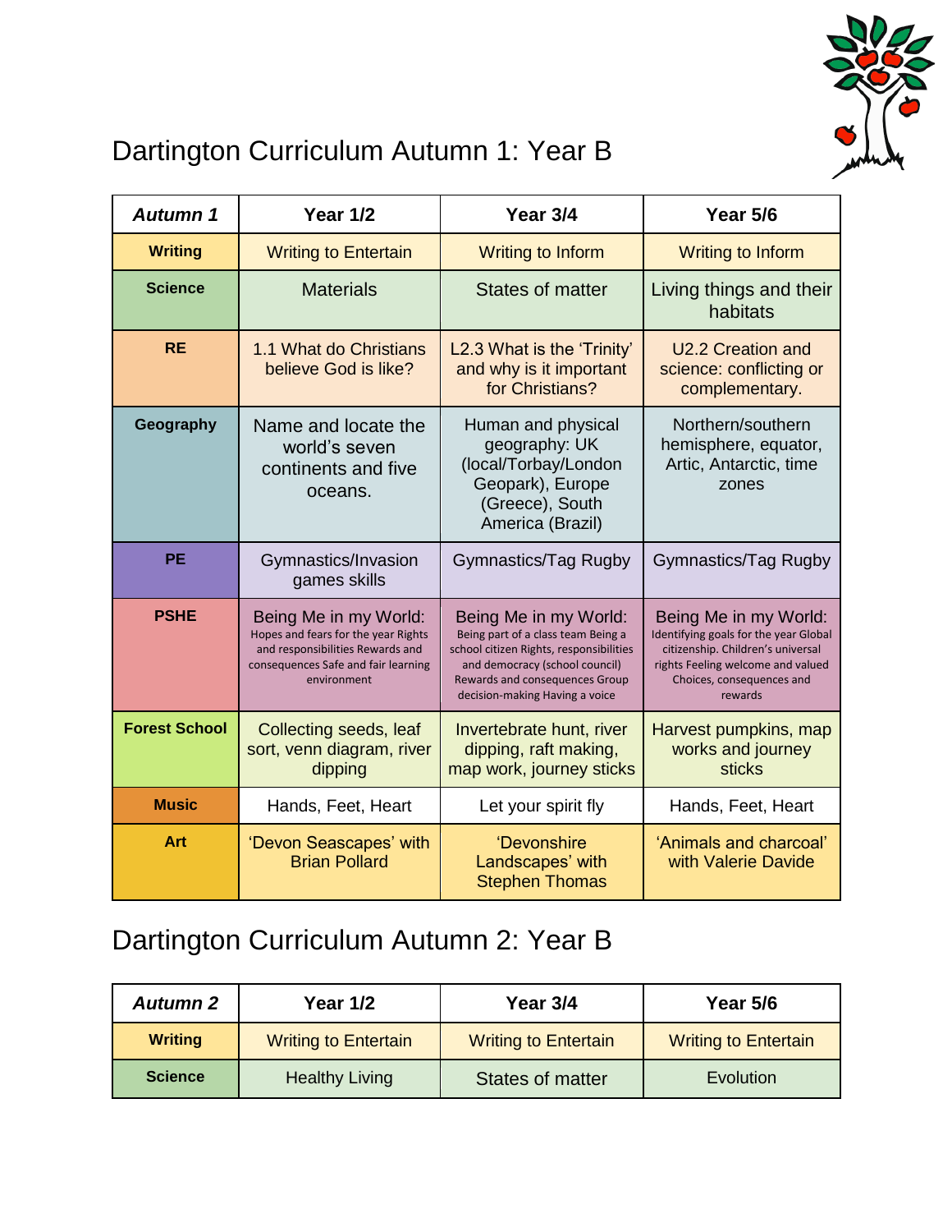# Dartington Curriculum Autumn 1: Year B

| *Autumn 1* | Year 1/2 | Year 3/4 | Year 5/6 |
|---|---|---|---|
| **Writing** | Writing to Entertain | Writing to Inform | Writing to Inform |
| **Science** | Materials | States of matter | Living things and their habitats |
| **RE** | 1.1 What do Christians believe God is like? | L2.3 What is the 'Trinity' and why is it important for Christians? | U2.2 Creation and science: conflicting or complementary. |
| **Geography** | Name and locate the world's seven continents and five oceans. | Human and physical geography: UK (local/Torbay/London Geopark), Europe (Greece), South America (Brazil) | Northern/southern hemisphere, equator, Artic, Antarctic, time zones |
| **PE** | Gymnastics/Invasion games skills | Gymnastics/Tag Rugby | Gymnastics/Tag Rugby |
| **PSHE** | Being Me in my World: Hopes and fears for the year Rights and responsibilities Rewards and consequences Safe and fair learning environment | Being Me in my World: Being part of a class team Being a school citizen Rights, responsibilities and democracy (school council) Rewards and consequences Group decision-making Having a voice | Being Me in my World: Identifying goals for the year Global citizenship. Children's universal rights Feeling welcome and valued Choices, consequences and rewards |
| **Forest School** | Collecting seeds, leaf sort, venn diagram, river dipping | Invertebrate hunt, river dipping, raft making, map work, journey sticks | Harvest pumpkins, map works and journey sticks |
| **Music** | Hands, Feet, Heart | Let your spirit fly | Hands, Feet, Heart |
| **Art** | 'Devon Seascapes' with Brian Pollard | 'Devonshire Landscapes' with Stephen Thomas | 'Animals and charcoal' with Valerie Davide |

# Dartington Curriculum Autumn 2: Year B

| *Autumn 2* | Year 1/2 | Year 3/4 | Year 5/6 |
|---|---|---|---|
| **Writing** | Writing to Entertain | Writing to Entertain | Writing to Entertain |
| **Science** | Healthy Living | States of matter | Evolution |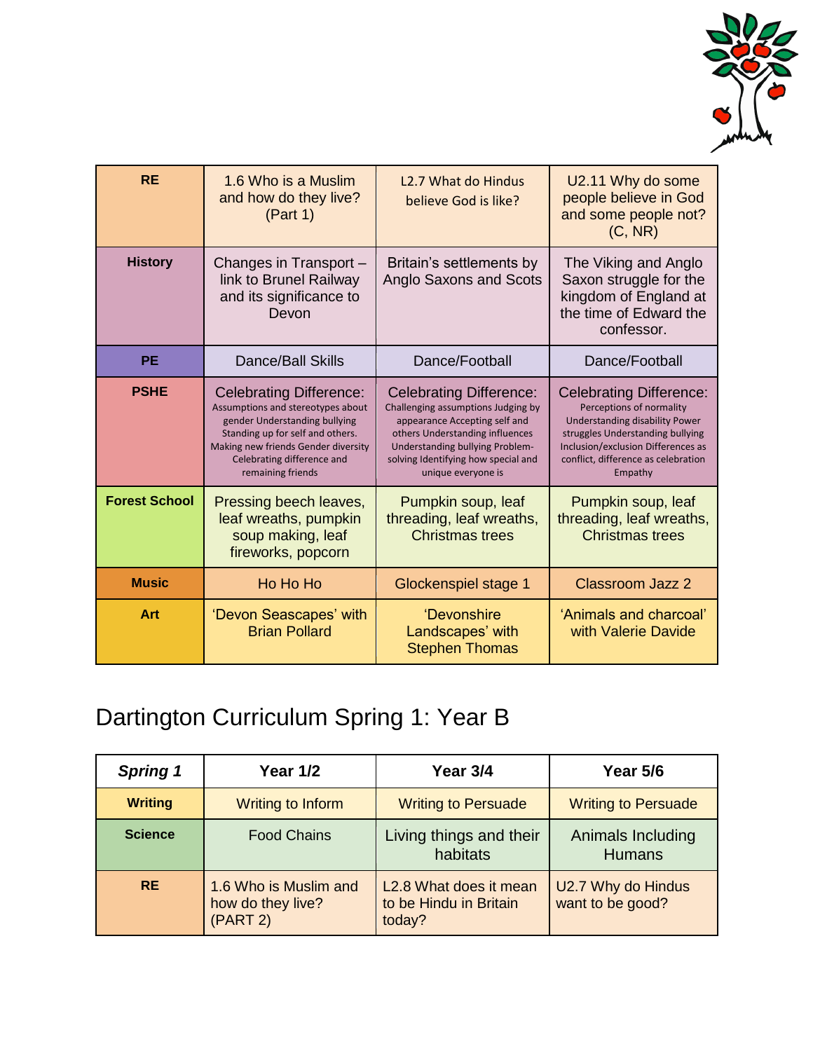| RE | 1.6 Who is a Muslim and how do they live? (Part 1) | L2.7 What do Hindus believe God is like? | U2.11 Why do some people believe in God and some people not? (C, NR) |
|---|---|---|---|
| History | Changes in Transport – link to Brunel Railway and its significance to Devon | Britain's settlements by Anglo Saxons and Scots | The Viking and Anglo Saxon struggle for the kingdom of England at the time of Edward the confessor. |
| PE | Dance/Ball Skills | Dance/Football | Dance/Football |
| PSHE | Celebrating Difference: Assumptions and stereotypes about gender Understanding bullying Standing up for self and others. Making new friends Gender diversity Celebrating difference and remaining friends | Celebrating Difference: Challenging assumptions Judging by appearance Accepting self and others Understanding influences Understanding bullying Problem-solving Identifying how special and unique everyone is | Celebrating Difference: Perceptions of normality Understanding disability Power struggles Understanding bullying Inclusion/exclusion Differences as conflict, difference as celebration Empathy |
| Forest School | Pressing beech leaves, leaf wreaths, pumpkin soup making, leaf fireworks, popcorn | Pumpkin soup, leaf threading, leaf wreaths, Christmas trees | Pumpkin soup, leaf threading, leaf wreaths, Christmas trees |
| Music | Ho Ho Ho | Glockenspiel stage 1 | Classroom Jazz 2 |
| Art | 'Devon Seascapes' with Brian Pollard | 'Devonshire Landscapes' with Stephen Thomas | 'Animals and charcoal' with Valerie Davide |

# Dartington Curriculum Spring 1: Year B

| *Spring 1* | Year 1/2 | Year 3/4 | Year 5/6 |
|---|---|---|---|
| Writing | Writing to Inform | Writing to Persuade | Writing to Persuade |
| Science | Food Chains | Living things and their habitats | Animals Including Humans |
| RE | 1.6 Who is Muslim and how do they live? (PART 2) | L2.8 What does it mean to be Hindu in Britain today? | U2.7 Why do Hindus want to be good? |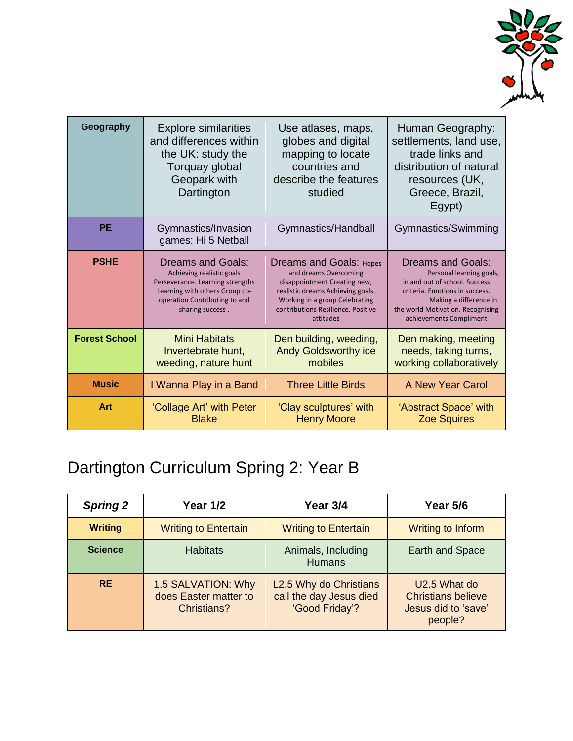| Geography | Explore similarities and differences within the UK: study the Torquay global Geopark with Dartington | Use atlases, maps, globes and digital mapping to locate countries and describe the features studied | Human Geography: settlements, land use, trade links and distribution of natural resources (UK, Greece, Brazil, Egypt) |
|---|---|---|---|
| **PE** | Gymnastics/Invasion games: Hi 5 Netball | Gymnastics/Handball | Gymnastics/Swimming |
| **PSHE** | Dreams and Goals: Achieving realistic goals Perseverance. Learning strengths Learning with others Group co-operation Contributing to and sharing success . | Dreams and Goals: Hopes and dreams Overcoming disappointment Creating new, realistic dreams Achieving goals. Working in a group Celebrating contributions Resilience. Positive attitudes | Dreams and Goals: Personal learning goals, in and out of school. Success criteria. Emotions in success. Making a difference in the world Motivation. Recognising achievements Compliment |
| **Forest School** | Mini Habitats Invertebrate hunt, weeding, nature hunt | Den building, weeding, Andy Goldsworthy ice mobiles | Den making, meeting needs, taking turns, working collaboratively |
| **Music** | I Wanna Play in a Band | Three Little Birds | A New Year Carol |
| **Art** | 'Collage Art' with Peter Blake | 'Clay sculptures' with Henry Moore | 'Abstract Space' with Zoe Squires |

# Dartington Curriculum Spring 2: Year B

| *Spring 2* | Year 1/2 | Year 3/4 | Year 5/6 |
|---|---|---|---|
| **Writing** | Writing to Entertain | Writing to Entertain | Writing to Inform |
| **Science** | Habitats | Animals, Including Humans | Earth and Space |
| **RE** | 1.5 SALVATION: Why does Easter matter to Christians? | L2.5 Why do Christians call the day Jesus died 'Good Friday'? | U2.5 What do Christians believe Jesus did to 'save' people? |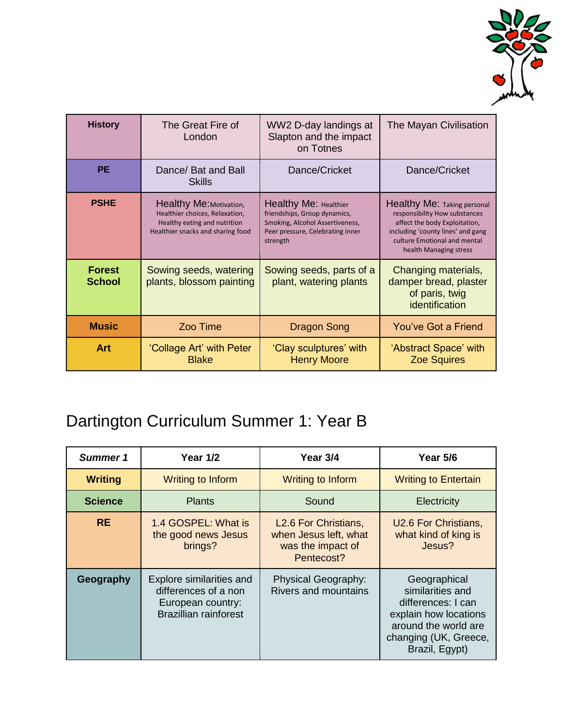| History | The Great Fire of London | WW2 D-day landings at Slapton and the impact on Totnes | The Mayan Civilisation |
|---|---|---|---|
| PE | Dance/ Bat and Ball Skills | Dance/Cricket | Dance/Cricket |
| PSHE | Healthy Me: Motivation, Healthier choices, Relaxation, Healthy eating and nutrition Healthier snacks and sharing food | Healthy Me: Healthier friendships, Group dynamics, Smoking, Alcohol Assertiveness, Peer pressure, Celebrating inner strength | Healthy Me: Taking personal responsibility How substances affect the body Exploitation, including 'county lines' and gang culture Emotional and mental health Managing stress |
| Forest School | Sowing seeds, watering plants, blossom painting | Sowing seeds, parts of a plant, watering plants | Changing materials, damper bread, plaster of paris, twig identification |
| Music | Zoo Time | Dragon Song | You've Got a Friend |
| Art | 'Collage Art' with Peter Blake | 'Clay sculptures' with Henry Moore | 'Abstract Space' with Zoe Squires |

## Dartington Curriculum Summer 1: Year B

| *Summer 1* | Year 1/2 | Year 3/4 | Year 5/6 |
|---|---|---|---|
| **Writing** | Writing to Inform | Writing to Inform | Writing to Entertain |
| **Science** | Plants | Sound | Electricity |
| **RE** | 1.4 GOSPEL: What is the good news Jesus brings? | L2.6 For Christians, when Jesus left, what was the impact of Pentecost? | U2.6 For Christians, what kind of king is Jesus? |
| **Geography** | Explore similarities and differences of a non European country: Brazillian rainforest | Physical Geography: Rivers and mountains | Geographical similarities and differences: I can explain how locations around the world are changing (UK, Greece, Brazil, Egypt) |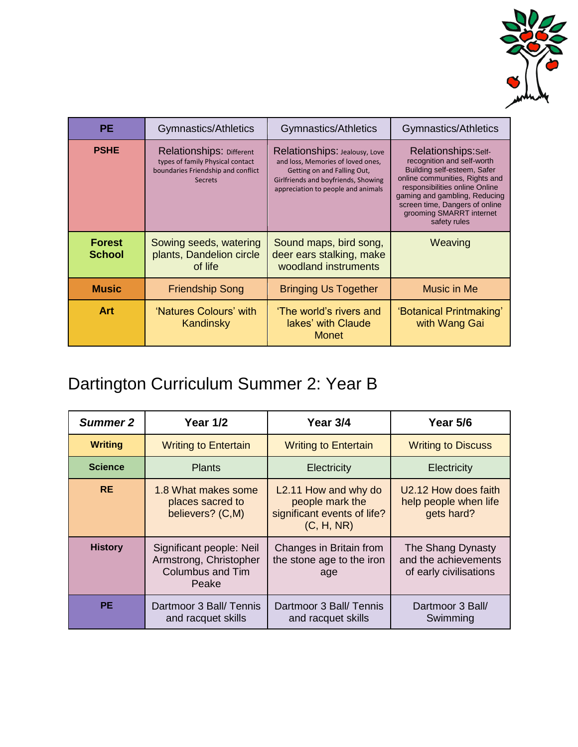| PE | Gymnastics/Athletics | Gymnastics/Athletics | Gymnastics/Athletics |
|---|---|---|---|
| PSHE | Relationships: Different types of family Physical contact boundaries Friendship and conflict Secrets | Relationships: Jealousy, Love and loss, Memories of loved ones, Getting on and Falling Out, Girlfriends and boyfriends, Showing appreciation to people and animals | Relationships:Self-recognition and self-worth Building self-esteem, Safer online communities, Rights and responsibilities online Online gaming and gambling, Reducing screen time, Dangers of online grooming SMARRT internet safety rules |
| Forest School | Sowing seeds, watering plants, Dandelion circle of life | Sound maps, bird song, deer ears stalking, make woodland instruments | Weaving |
| Music | Friendship Song | Bringing Us Together | Music in Me |
| Art | 'Natures Colours' with Kandinsky | 'The world's rivers and lakes' with Claude Monet | 'Botanical Printmaking' with Wang Gai |

# Dartington Curriculum Summer 2: Year B

| ***Summer 2*** | **Year 1/2** | **Year 3/4** | **Year 5/6** |
|---|---|---|---|
| **Writing** | Writing to Entertain | Writing to Entertain | Writing to Discuss |
| **Science** | Plants | Electricity | Electricity |
| **RE** | 1.8 What makes some places sacred to believers? (C,M) | L2.11 How and why do people mark the significant events of life? (C, H, NR) | U2.12 How does faith help people when life gets hard? |
| **History** | Significant people: Neil Armstrong, Christopher Columbus and Tim Peake | Changes in Britain from the stone age to the iron age | The Shang Dynasty and the achievements of early civilisations |
| **PE** | Dartmoor 3 Ball/ Tennis and racquet skills | Dartmoor 3 Ball/ Tennis and racquet skills | Dartmoor 3 Ball/ Swimming |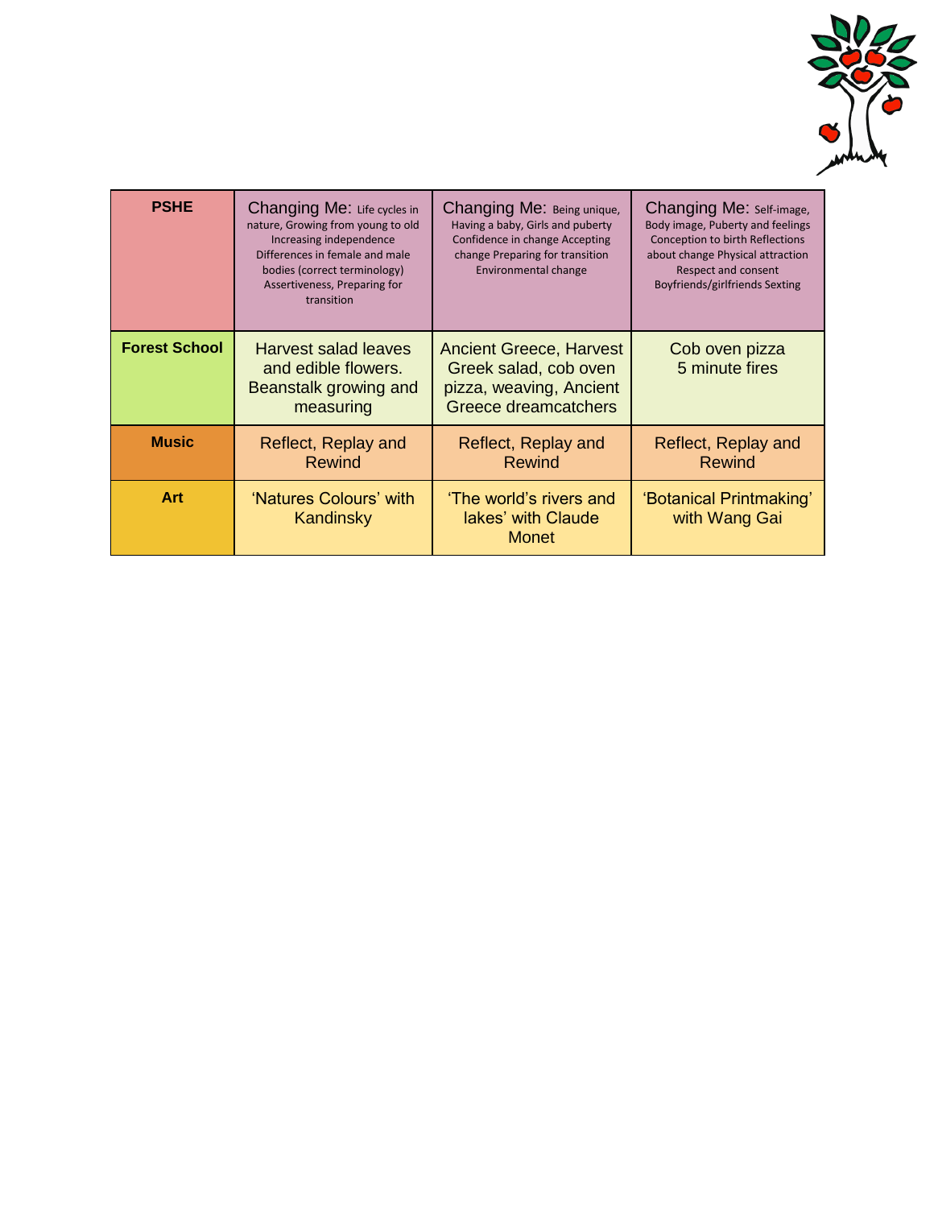| | | | |
|---|---|---|---|
| **PSHE** | Changing Me: Life cycles in nature, Growing from young to old Increasing independence Differences in female and male bodies (correct terminology) Assertiveness, Preparing for transition | Changing Me: Being unique, Having a baby, Girls and puberty Confidence in change Accepting change Preparing for transition Environmental change | Changing Me: Self-image, Body image, Puberty and feelings Conception to birth Reflections about change Physical attraction Respect and consent Boyfriends/girlfriends Sexting |
| **Forest School** | Harvest salad leaves and edible flowers. Beanstalk growing and measuring | Ancient Greece, Harvest Greek salad, cob oven pizza, weaving, Ancient Greece dreamcatchers | Cob oven pizza 5 minute fires |
| **Music** | Reflect, Replay and Rewind | Reflect, Replay and Rewind | Reflect, Replay and Rewind |
| **Art** | 'Natures Colours' with Kandinsky | 'The world's rivers and lakes' with Claude Monet | 'Botanical Printmaking' with Wang Gai |